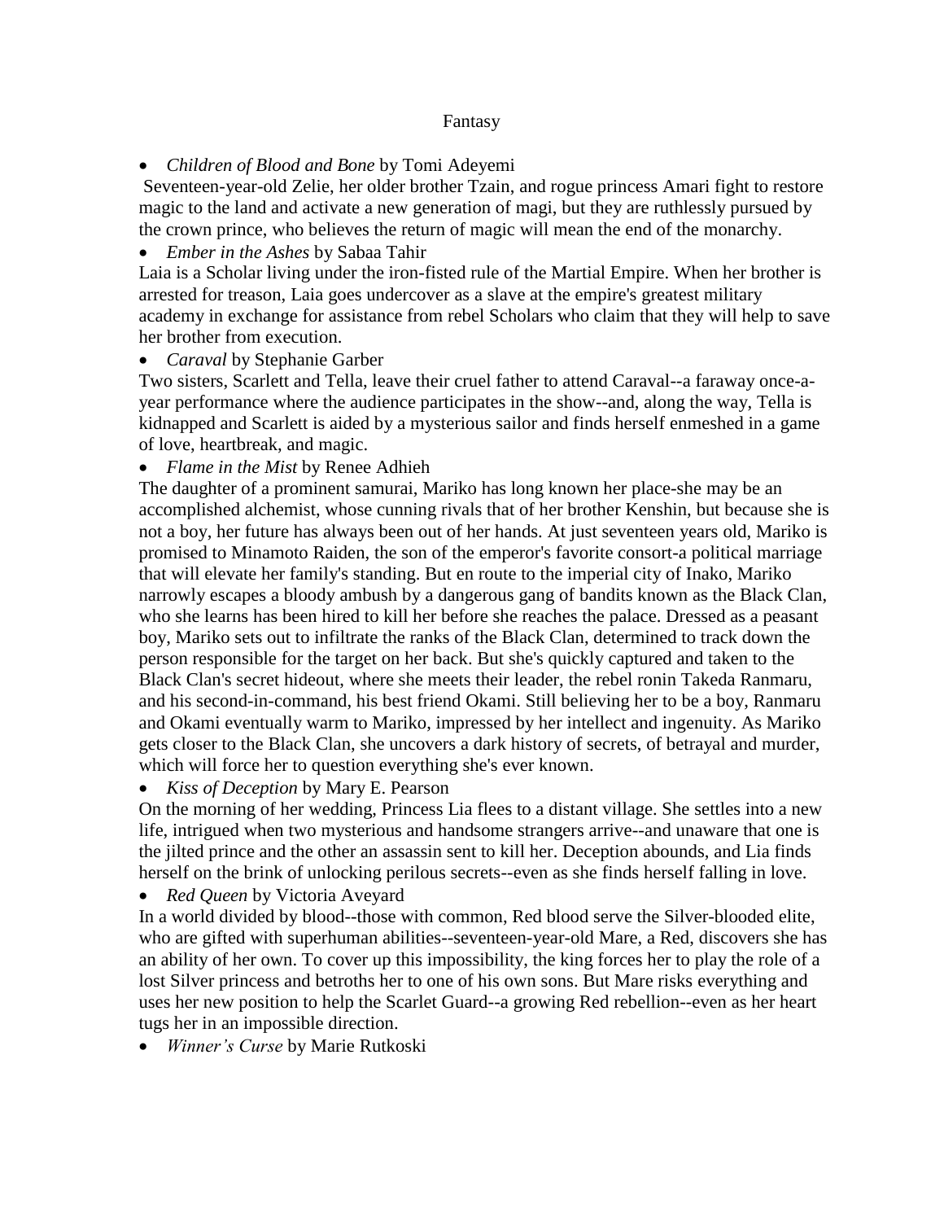# Fantasy

- *Children of Blood and Bone* by Tomi Adeyemi

Seventeen-year-old Zelie, her older brother Tzain, and rogue princess Amari fight to restore magic to the land and activate a new generation of magi, but they are ruthlessly pursued by the crown prince, who believes the return of magic will mean the end of the monarchy.

- *Ember in the Ashes* by Sabaa Tahir

Laia is a Scholar living under the iron-fisted rule of the Martial Empire. When her brother is arrested for treason, Laia goes undercover as a slave at the empire's greatest military academy in exchange for assistance from rebel Scholars who claim that they will help to save her brother from execution.

- *Caraval* by Stephanie Garber

Two sisters, Scarlett and Tella, leave their cruel father to attend Caraval--a faraway once-a-year performance where the audience participates in the show--and, along the way, Tella is kidnapped and Scarlett is aided by a mysterious sailor and finds herself enmeshed in a game of love, heartbreak, and magic.

- *Flame in the Mist* by Renee Adhieh

The daughter of a prominent samurai, Mariko has long known her place-she may be an accomplished alchemist, whose cunning rivals that of her brother Kenshin, but because she is not a boy, her future has always been out of her hands. At just seventeen years old, Mariko is promised to Minamoto Raiden, the son of the emperor's favorite consort-a political marriage that will elevate her family's standing. But en route to the imperial city of Inako, Mariko narrowly escapes a bloody ambush by a dangerous gang of bandits known as the Black Clan, who she learns has been hired to kill her before she reaches the palace. Dressed as a peasant boy, Mariko sets out to infiltrate the ranks of the Black Clan, determined to track down the person responsible for the target on her back. But she's quickly captured and taken to the Black Clan's secret hideout, where she meets their leader, the rebel ronin Takeda Ranmaru, and his second-in-command, his best friend Okami. Still believing her to be a boy, Ranmaru and Okami eventually warm to Mariko, impressed by her intellect and ingenuity. As Mariko gets closer to the Black Clan, she uncovers a dark history of secrets, of betrayal and murder, which will force her to question everything she's ever known.

- *Kiss of Deception* by Mary E. Pearson

On the morning of her wedding, Princess Lia flees to a distant village. She settles into a new life, intrigued when two mysterious and handsome strangers arrive--and unaware that one is the jilted prince and the other an assassin sent to kill her. Deception abounds, and Lia finds herself on the brink of unlocking perilous secrets--even as she finds herself falling in love.

- *Red Queen* by Victoria Aveyard

In a world divided by blood--those with common, Red blood serve the Silver-blooded elite, who are gifted with superhuman abilities--seventeen-year-old Mare, a Red, discovers she has an ability of her own. To cover up this impossibility, the king forces her to play the role of a lost Silver princess and betroths her to one of his own sons. But Mare risks everything and uses her new position to help the Scarlet Guard--a growing Red rebellion--even as her heart tugs her in an impossible direction.

- *Winner's Curse* by Marie Rutkoski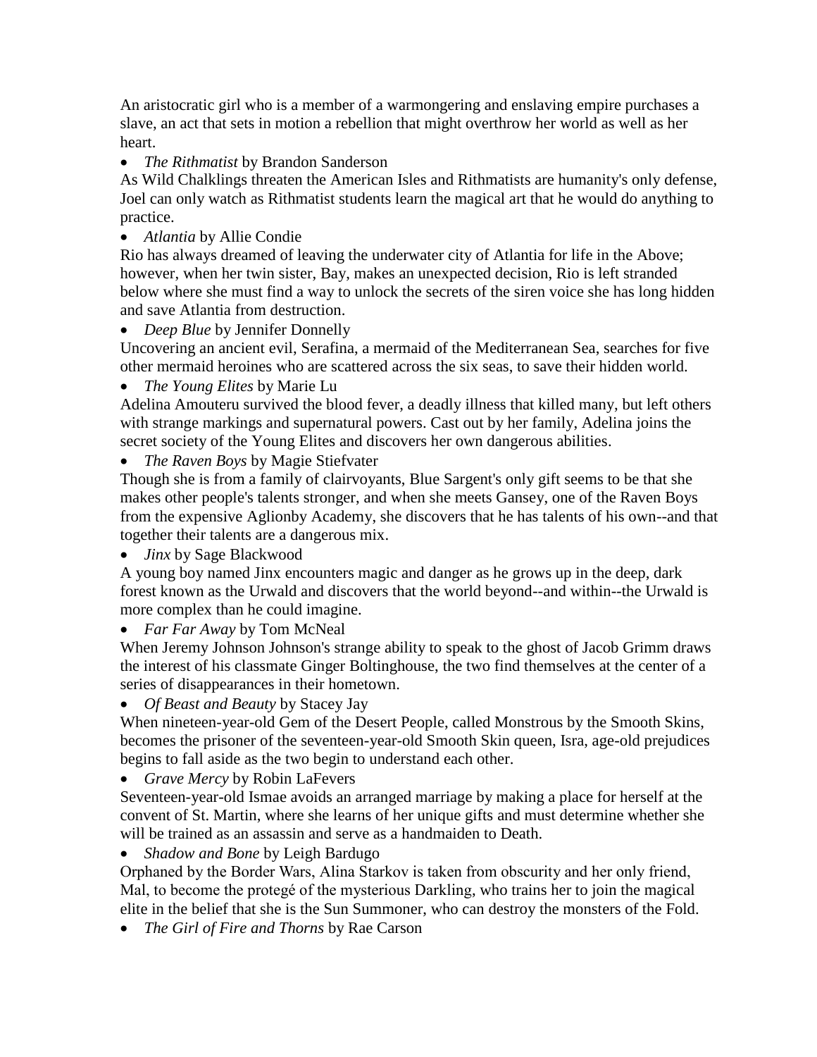An aristocratic girl who is a member of a warmongering and enslaving empire purchases a slave, an act that sets in motion a rebellion that might overthrow her world as well as her heart.

- *The Rithmatist* by Brandon Sanderson

As Wild Chalklings threaten the American Isles and Rithmatists are humanity's only defense, Joel can only watch as Rithmatist students learn the magical art that he would do anything to practice.

- *Atlantia* by Allie Condie

Rio has always dreamed of leaving the underwater city of Atlantia for life in the Above; however, when her twin sister, Bay, makes an unexpected decision, Rio is left stranded below where she must find a way to unlock the secrets of the siren voice she has long hidden and save Atlantia from destruction.

- *Deep Blue* by Jennifer Donnelly

Uncovering an ancient evil, Serafina, a mermaid of the Mediterranean Sea, searches for five other mermaid heroines who are scattered across the six seas, to save their hidden world.

- *The Young Elites* by Marie Lu

Adelina Amouteru survived the blood fever, a deadly illness that killed many, but left others with strange markings and supernatural powers. Cast out by her family, Adelina joins the secret society of the Young Elites and discovers her own dangerous abilities.

- *The Raven Boys* by Magie Stiefvater

Though she is from a family of clairvoyants, Blue Sargent's only gift seems to be that she makes other people's talents stronger, and when she meets Gansey, one of the Raven Boys from the expensive Aglionby Academy, she discovers that he has talents of his own--and that together their talents are a dangerous mix.

- *Jinx* by Sage Blackwood

A young boy named Jinx encounters magic and danger as he grows up in the deep, dark forest known as the Urwald and discovers that the world beyond--and within--the Urwald is more complex than he could imagine.

- *Far Far Away* by Tom McNeal

When Jeremy Johnson Johnson's strange ability to speak to the ghost of Jacob Grimm draws the interest of his classmate Ginger Boltinghouse, the two find themselves at the center of a series of disappearances in their hometown.

- *Of Beast and Beauty* by Stacey Jay

When nineteen-year-old Gem of the Desert People, called Monstrous by the Smooth Skins, becomes the prisoner of the seventeen-year-old Smooth Skin queen, Isra, age-old prejudices begins to fall aside as the two begin to understand each other.

- *Grave Mercy* by Robin LaFevers

Seventeen-year-old Ismae avoids an arranged marriage by making a place for herself at the convent of St. Martin, where she learns of her unique gifts and must determine whether she will be trained as an assassin and serve as a handmaiden to Death.

- *Shadow and Bone* by Leigh Bardugo

Orphaned by the Border Wars, Alina Starkov is taken from obscurity and her only friend, Mal, to become the protegé of the mysterious Darkling, who trains her to join the magical elite in the belief that she is the Sun Summoner, who can destroy the monsters of the Fold.

- *The Girl of Fire and Thorns* by Rae Carson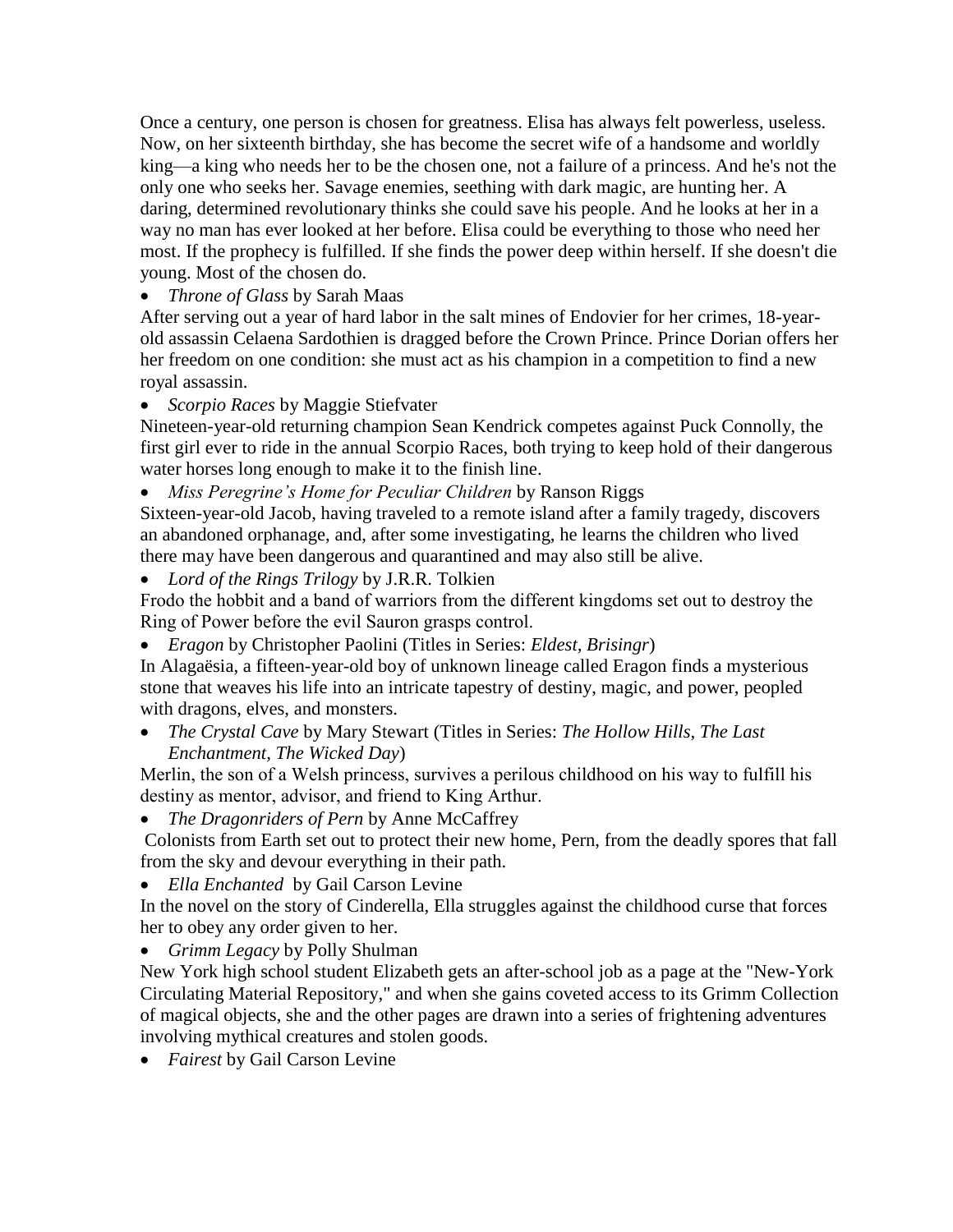Once a century, one person is chosen for greatness. Elisa has always felt powerless, useless. Now, on her sixteenth birthday, she has become the secret wife of a handsome and worldly king—a king who needs her to be the chosen one, not a failure of a princess. And he's not the only one who seeks her. Savage enemies, seething with dark magic, are hunting her. A daring, determined revolutionary thinks she could save his people. And he looks at her in a way no man has ever looked at her before. Elisa could be everything to those who need her most. If the prophecy is fulfilled. If she finds the power deep within herself. If she doesn't die young. Most of the chosen do.

- *Throne of Glass* by Sarah Maas

After serving out a year of hard labor in the salt mines of Endovier for her crimes, 18-year-old assassin Celaena Sardothien is dragged before the Crown Prince. Prince Dorian offers her her freedom on one condition: she must act as his champion in a competition to find a new royal assassin.

- *Scorpio Races* by Maggie Stiefvater

Nineteen-year-old returning champion Sean Kendrick competes against Puck Connolly, the first girl ever to ride in the annual Scorpio Races, both trying to keep hold of their dangerous water horses long enough to make it to the finish line.

- *Miss Peregrine's Home for Peculiar Children* by Ranson Riggs

Sixteen-year-old Jacob, having traveled to a remote island after a family tragedy, discovers an abandoned orphanage, and, after some investigating, he learns the children who lived there may have been dangerous and quarantined and may also still be alive.

- *Lord of the Rings Trilogy* by J.R.R. Tolkien

Frodo the hobbit and a band of warriors from the different kingdoms set out to destroy the Ring of Power before the evil Sauron grasps control.

- *Eragon* by Christopher Paolini (Titles in Series: *Eldest, Brisingr*)

In Alagaësia, a fifteen-year-old boy of unknown lineage called Eragon finds a mysterious stone that weaves his life into an intricate tapestry of destiny, magic, and power, peopled with dragons, elves, and monsters.

- *The Crystal Cave* by Mary Stewart (Titles in Series: *The Hollow Hills, The Last Enchantment, The Wicked Day*)

Merlin, the son of a Welsh princess, survives a perilous childhood on his way to fulfill his destiny as mentor, advisor, and friend to King Arthur.

- *The Dragonriders of Pern* by Anne McCaffrey

Colonists from Earth set out to protect their new home, Pern, from the deadly spores that fall from the sky and devour everything in their path.

- *Ella Enchanted* by Gail Carson Levine

In the novel on the story of Cinderella, Ella struggles against the childhood curse that forces her to obey any order given to her.

- *Grimm Legacy* by Polly Shulman

New York high school student Elizabeth gets an after-school job as a page at the "New-York Circulating Material Repository," and when she gains coveted access to its Grimm Collection of magical objects, she and the other pages are drawn into a series of frightening adventures involving mythical creatures and stolen goods.

- *Fairest* by Gail Carson Levine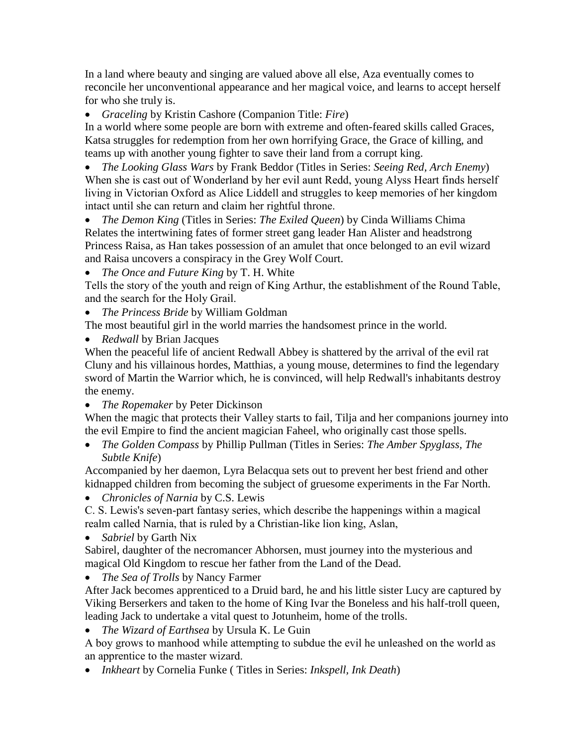In a land where beauty and singing are valued above all else, Aza eventually comes to reconcile her unconventional appearance and her magical voice, and learns to accept herself for who she truly is.

- *Graceling* by Kristin Cashore (Companion Title: *Fire*)

In a world where some people are born with extreme and often-feared skills called Graces, Katsa struggles for redemption from her own horrifying Grace, the Grace of killing, and teams up with another young fighter to save their land from a corrupt king.

- *The Looking Glass Wars* by Frank Beddor (Titles in Series: *Seeing Red, Arch Enemy*)

When she is cast out of Wonderland by her evil aunt Redd, young Alyss Heart finds herself living in Victorian Oxford as Alice Liddell and struggles to keep memories of her kingdom intact until she can return and claim her rightful throne.

- *The Demon King* (Titles in Series: *The Exiled Queen*) by Cinda Williams Chima

Relates the intertwining fates of former street gang leader Han Alister and headstrong Princess Raisa, as Han takes possession of an amulet that once belonged to an evil wizard and Raisa uncovers a conspiracy in the Grey Wolf Court.

- *The Once and Future King* by T. H. White

Tells the story of the youth and reign of King Arthur, the establishment of the Round Table, and the search for the Holy Grail.

- *The Princess Bride* by William Goldman

The most beautiful girl in the world marries the handsomest prince in the world.

- *Redwall* by Brian Jacques

When the peaceful life of ancient Redwall Abbey is shattered by the arrival of the evil rat Cluny and his villainous hordes, Matthias, a young mouse, determines to find the legendary sword of Martin the Warrior which, he is convinced, will help Redwall's inhabitants destroy the enemy.

- *The Ropemaker* by Peter Dickinson

When the magic that protects their Valley starts to fail, Tilja and her companions journey into the evil Empire to find the ancient magician Faheel, who originally cast those spells.

- *The Golden Compass* by Phillip Pullman (Titles in Series: *The Amber Spyglass, The Subtle Knife*)

Accompanied by her daemon, Lyra Belacqua sets out to prevent her best friend and other kidnapped children from becoming the subject of gruesome experiments in the Far North.

- *Chronicles of Narnia* by C.S. Lewis

C. S. Lewis's seven-part fantasy series, which describe the happenings within a magical realm called Narnia, that is ruled by a Christian-like lion king, Aslan,

- *Sabriel* by Garth Nix

Sabirel, daughter of the necromancer Abhorsen, must journey into the mysterious and magical Old Kingdom to rescue her father from the Land of the Dead.

- *The Sea of Trolls* by Nancy Farmer

After Jack becomes apprenticed to a Druid bard, he and his little sister Lucy are captured by Viking Berserkers and taken to the home of King Ivar the Boneless and his half-troll queen, leading Jack to undertake a vital quest to Jotunheim, home of the trolls.

- *The Wizard of Earthsea* by Ursula K. Le Guin

A boy grows to manhood while attempting to subdue the evil he unleashed on the world as an apprentice to the master wizard.

- *Inkheart* by Cornelia Funke ( Titles in Series: *Inkspell, Ink Death*)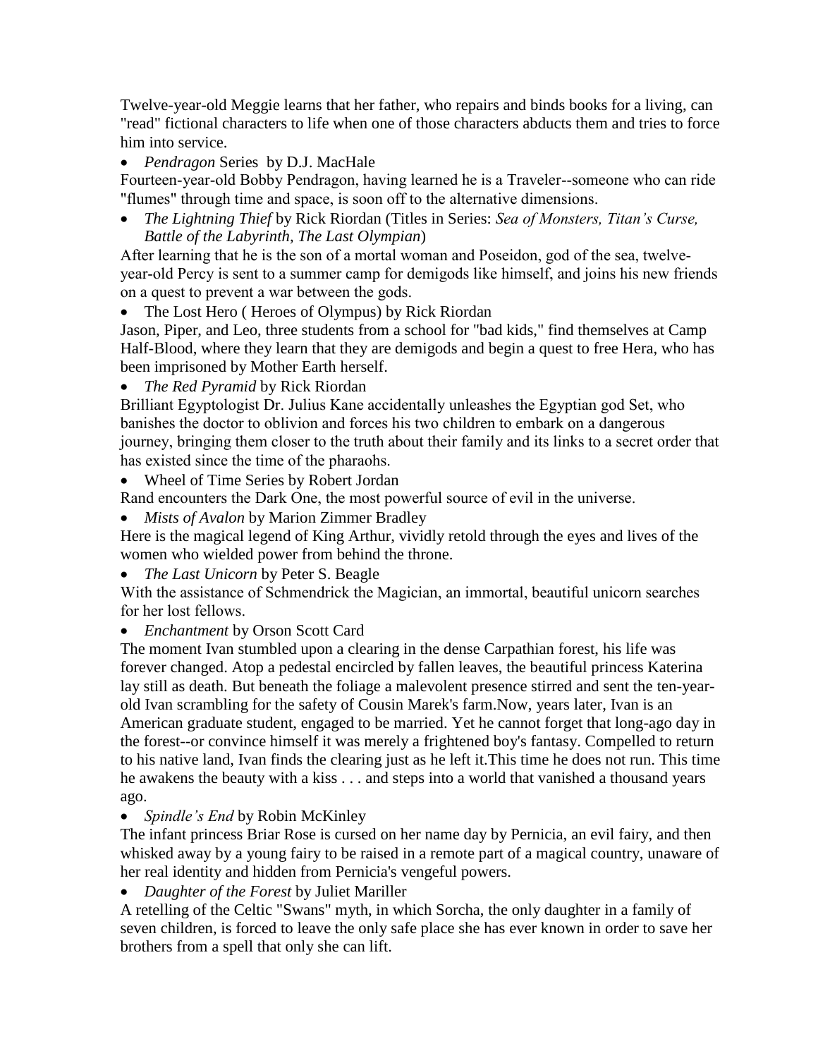Twelve-year-old Meggie learns that her father, who repairs and binds books for a living, can "read" fictional characters to life when one of those characters abducts them and tries to force him into service.

- *Pendragon* Series by D.J. MacHale

Fourteen-year-old Bobby Pendragon, having learned he is a Traveler--someone who can ride "flumes" through time and space, is soon off to the alternative dimensions.

- *The Lightning Thief* by Rick Riordan (Titles in Series: *Sea of Monsters, Titan's Curse, Battle of the Labyrinth, The Last Olympian*)

After learning that he is the son of a mortal woman and Poseidon, god of the sea, twelve-year-old Percy is sent to a summer camp for demigods like himself, and joins his new friends on a quest to prevent a war between the gods.

- The Lost Hero ( Heroes of Olympus) by Rick Riordan

Jason, Piper, and Leo, three students from a school for "bad kids," find themselves at Camp Half-Blood, where they learn that they are demigods and begin a quest to free Hera, who has been imprisoned by Mother Earth herself.

- *The Red Pyramid* by Rick Riordan

Brilliant Egyptologist Dr. Julius Kane accidentally unleashes the Egyptian god Set, who banishes the doctor to oblivion and forces his two children to embark on a dangerous journey, bringing them closer to the truth about their family and its links to a secret order that has existed since the time of the pharaohs.

- Wheel of Time Series by Robert Jordan

Rand encounters the Dark One, the most powerful source of evil in the universe.

- *Mists of Avalon* by Marion Zimmer Bradley

Here is the magical legend of King Arthur, vividly retold through the eyes and lives of the women who wielded power from behind the throne.

- *The Last Unicorn* by Peter S. Beagle

With the assistance of Schmendrick the Magician, an immortal, beautiful unicorn searches for her lost fellows.

- *Enchantment* by Orson Scott Card

The moment Ivan stumbled upon a clearing in the dense Carpathian forest, his life was forever changed. Atop a pedestal encircled by fallen leaves, the beautiful princess Katerina lay still as death. But beneath the foliage a malevolent presence stirred and sent the ten-year-old Ivan scrambling for the safety of Cousin Marek's farm.Now, years later, Ivan is an American graduate student, engaged to be married. Yet he cannot forget that long-ago day in the forest--or convince himself it was merely a frightened boy's fantasy. Compelled to return to his native land, Ivan finds the clearing just as he left it.This time he does not run. This time he awakens the beauty with a kiss . . . and steps into a world that vanished a thousand years ago.

- *Spindle's End* by Robin McKinley

The infant princess Briar Rose is cursed on her name day by Pernicia, an evil fairy, and then whisked away by a young fairy to be raised in a remote part of a magical country, unaware of her real identity and hidden from Pernicia's vengeful powers.

- *Daughter of the Forest* by Juliet Marillier

A retelling of the Celtic "Swans" myth, in which Sorcha, the only daughter in a family of seven children, is forced to leave the only safe place she has ever known in order to save her brothers from a spell that only she can lift.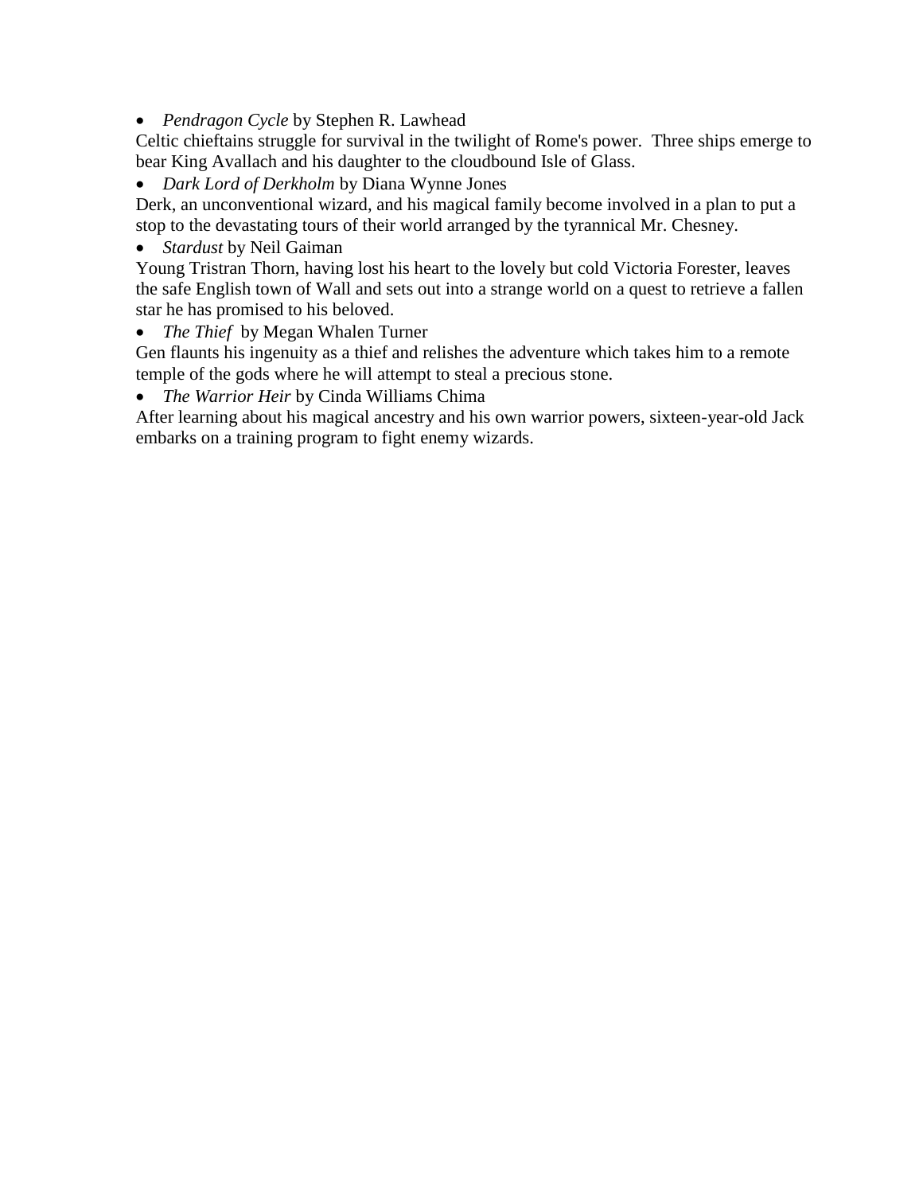- *Pendragon Cycle* by Stephen R. Lawhead

Celtic chieftains struggle for survival in the twilight of Rome's power. Three ships emerge to bear King Avallach and his daughter to the cloudbound Isle of Glass.

- *Dark Lord of Derkholm* by Diana Wynne Jones

Derk, an unconventional wizard, and his magical family become involved in a plan to put a stop to the devastating tours of their world arranged by the tyrannical Mr. Chesney.

- *Stardust* by Neil Gaiman

Young Tristran Thorn, having lost his heart to the lovely but cold Victoria Forester, leaves the safe English town of Wall and sets out into a strange world on a quest to retrieve a fallen star he has promised to his beloved.

- *The Thief* by Megan Whalen Turner

Gen flaunts his ingenuity as a thief and relishes the adventure which takes him to a remote temple of the gods where he will attempt to steal a precious stone.

- *The Warrior Heir* by Cinda Williams Chima

After learning about his magical ancestry and his own warrior powers, sixteen-year-old Jack embarks on a training program to fight enemy wizards.